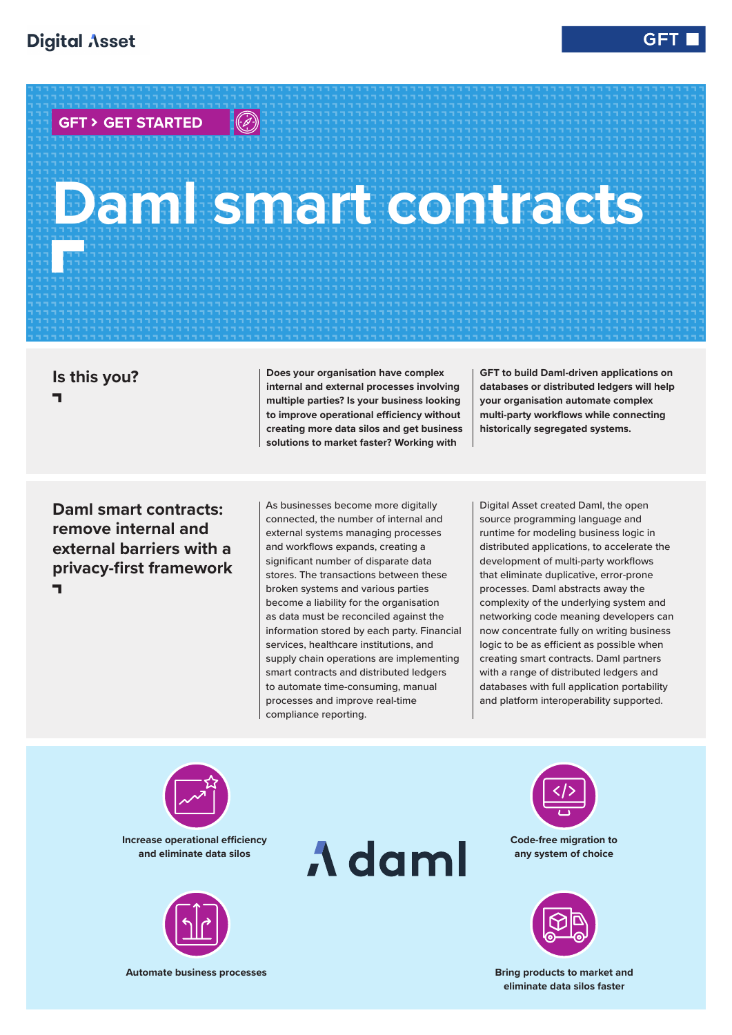Digital Asset

GFT

GFT > GET STARTED

# Daml smart contracts

## Is this you?

**Does your organisation have complex internal and external processes involving multiple parties? Is your business looking to improve operational efficiency without creating more data silos and get business solutions to market faster? Working with GFT to build Daml-driven applications on databases or distributed ledgers will help your organisation automate complex multi-party workflows while connecting historically segregated systems.**

## Daml smart contracts: remove internal and external barriers with a privacy-first framework

As businesses become more digitally connected, the number of internal and external systems managing processes and workflows expands, creating a significant number of disparate data stores. The transactions between these broken systems and various parties become a liability for the organisation as data must be reconciled against the information stored by each party. Financial services, healthcare institutions, and supply chain operations are implementing smart contracts and distributed ledgers to automate time-consuming, manual processes and improve real-time compliance reporting.

Digital Asset created Daml, the open source programming language and runtime for modeling business logic in distributed applications, to accelerate the development of multi-party workflows that eliminate duplicative, error-prone processes. Daml abstracts away the complexity of the underlying system and networking code meaning developers can now concentrate fully on writing business logic to be as efficient as possible when creating smart contracts. Daml partners with a range of distributed ledgers and databases with full application portability and platform interoperability supported.

daml

**Increase operational efficiency and eliminate data silos**

**Code-free migration to any system of choice**

**Automate business processes**

**Bring products to market and eliminate data silos faster**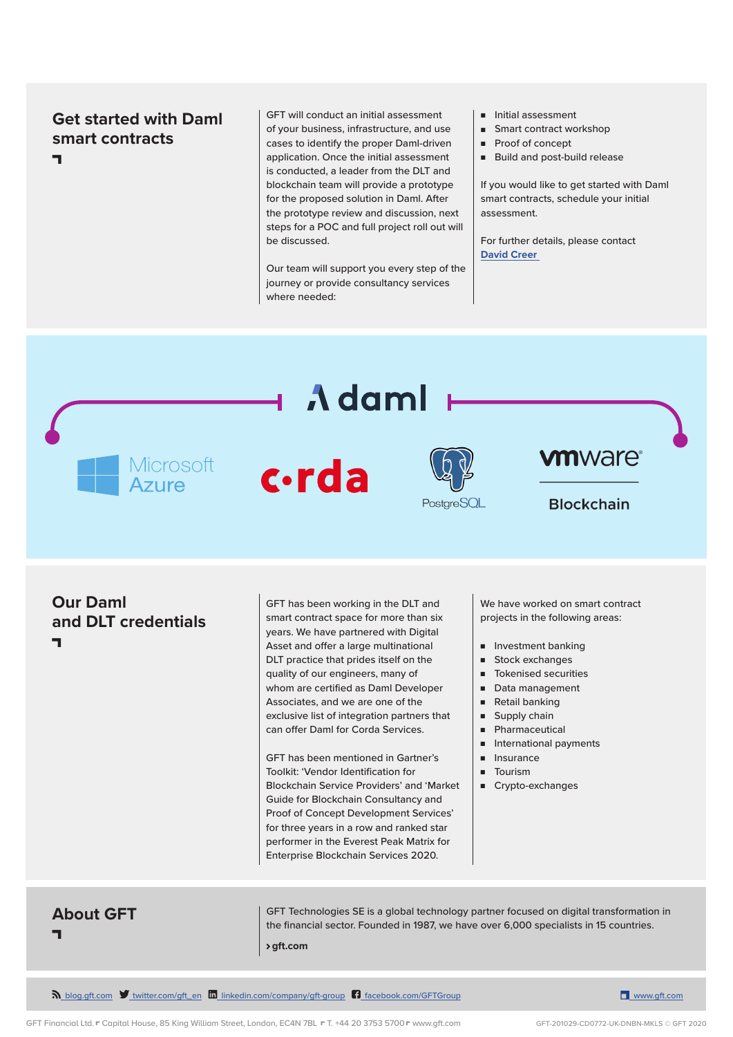## Get started with Daml smart contracts

GFT will conduct an initial assessment of your business, infrastructure, and use cases to identify the proper Daml-driven application. Once the initial assessment is conducted, a leader from the DLT and blockchain team will provide a prototype for the proposed solution in Daml. After the prototype review and discussion, next steps for a POC and full project roll out will be discussed.

Our team will support you every step of the journey or provide consultancy services where needed:

- Initial assessment
- Smart contract workshop
- Proof of concept
- Build and post-build release

If you would like to get started with Daml smart contracts, schedule your initial assessment.

For further details, please contact **David Creer**

daml

Microsoft Azure

corda

PostgreSQL

vmware

Blockchain

## Our Daml and DLT credentials

GFT has been working in the DLT and smart contract space for more than six years. We have partnered with Digital Asset and offer a large multinational DLT practice that prides itself on the quality of our engineers, many of whom are certified as Daml Developer Associates, and we are one of the exclusive list of integration partners that can offer Daml for Corda Services.

GFT has been mentioned in Gartner's Toolkit: 'Vendor Identification for Blockchain Service Providers' and 'Market Guide for Blockchain Consultancy and Proof of Concept Development Services' for three years in a row and ranked star performer in the Everest Peak Matrix for Enterprise Blockchain Services 2020.

We have worked on smart contract projects in the following areas:

- Investment banking
- Stock exchanges
- Tokenised securities
- Data management
- Retail banking
- Supply chain
- Pharmaceutical
- International payments
- Insurance
- Tourism
- Crypto-exchanges

## About GFT

GFT Technologies SE is a global technology partner focused on digital transformation in the financial sector. Founded in 1987, we have over 6,000 specialists in 15 countries.

**› gft.com**

blog.gft.com twitter.com/gft_en linkedin.com/company/gft-group facebook.com/GFTGroup www.gft.com

GFT Financial Ltd. Capital House, 85 King William Street, London, EC4N 7BL T. +44 20 3753 5700 www.gft.com

GFT-201029-CD0772-UK-DNBN-MKLS © GFT 2020